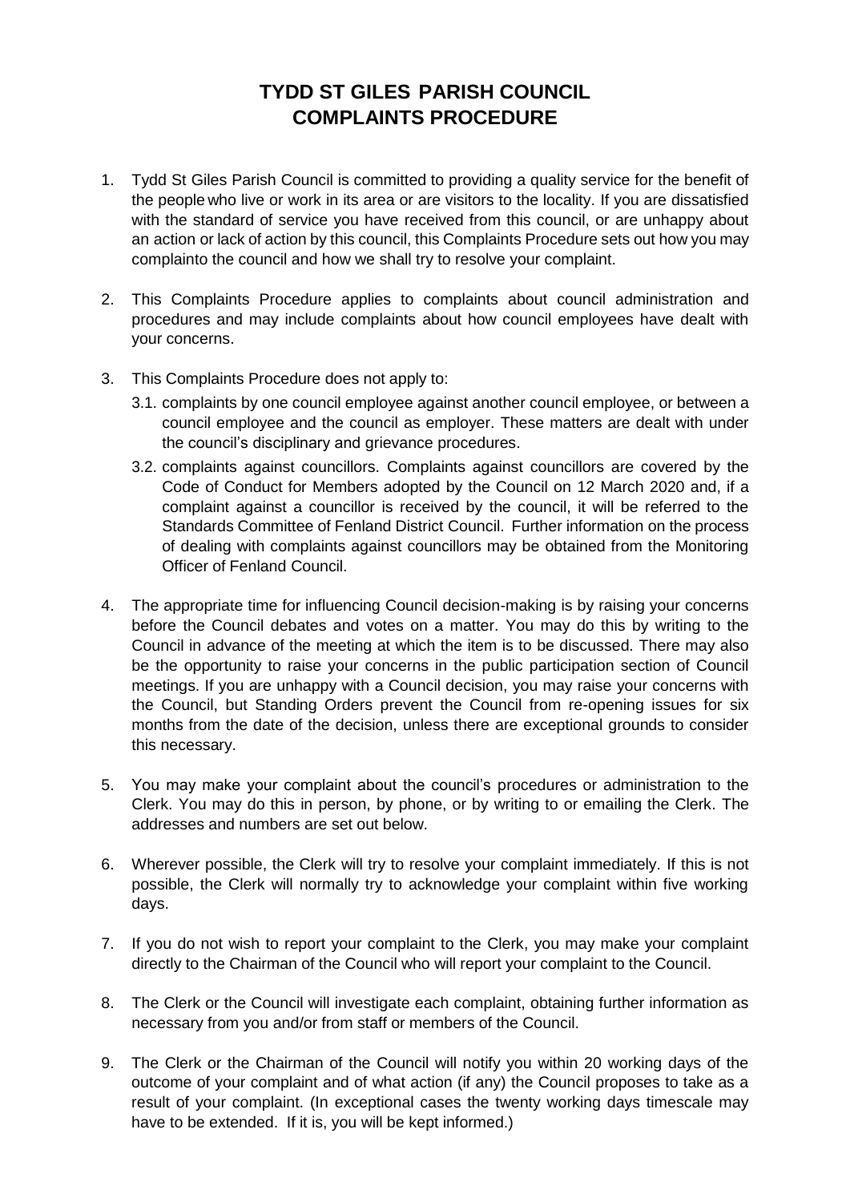# TYDD ST GILES PARISH COUNCIL
# COMPLAINTS PROCEDURE

1. Tydd St Giles Parish Council is committed to providing a quality service for the benefit of the people who live or work in its area or are visitors to the locality. If you are dissatisfied with the standard of service you have received from this council, or are unhappy about an action or lack of action by this council, this Complaints Procedure sets out how you may complainto the council and how we shall try to resolve your complaint.

2. This Complaints Procedure applies to complaints about council administration and procedures and may include complaints about how council employees have dealt with your concerns.

3. This Complaints Procedure does not apply to:
   3.1. complaints by one council employee against another council employee, or between a council employee and the council as employer. These matters are dealt with under the council's disciplinary and grievance procedures.
   3.2. complaints against councillors. Complaints against councillors are covered by the Code of Conduct for Members adopted by the Council on 12 March 2020 and, if a complaint against a councillor is received by the council, it will be referred to the Standards Committee of Fenland District Council. Further information on the process of dealing with complaints against councillors may be obtained from the Monitoring Officer of Fenland Council.

4. The appropriate time for influencing Council decision-making is by raising your concerns before the Council debates and votes on a matter. You may do this by writing to the Council in advance of the meeting at which the item is to be discussed. There may also be the opportunity to raise your concerns in the public participation section of Council meetings. If you are unhappy with a Council decision, you may raise your concerns with the Council, but Standing Orders prevent the Council from re-opening issues for six months from the date of the decision, unless there are exceptional grounds to consider this necessary.

5. You may make your complaint about the council's procedures or administration to the Clerk. You may do this in person, by phone, or by writing to or emailing the Clerk. The addresses and numbers are set out below.

6. Wherever possible, the Clerk will try to resolve your complaint immediately. If this is not possible, the Clerk will normally try to acknowledge your complaint within five working days.

7. If you do not wish to report your complaint to the Clerk, you may make your complaint directly to the Chairman of the Council who will report your complaint to the Council.

8. The Clerk or the Council will investigate each complaint, obtaining further information as necessary from you and/or from staff or members of the Council.

9. The Clerk or the Chairman of the Council will notify you within 20 working days of the outcome of your complaint and of what action (if any) the Council proposes to take as a result of your complaint. (In exceptional cases the twenty working days timescale may have to be extended. If it is, you will be kept informed.)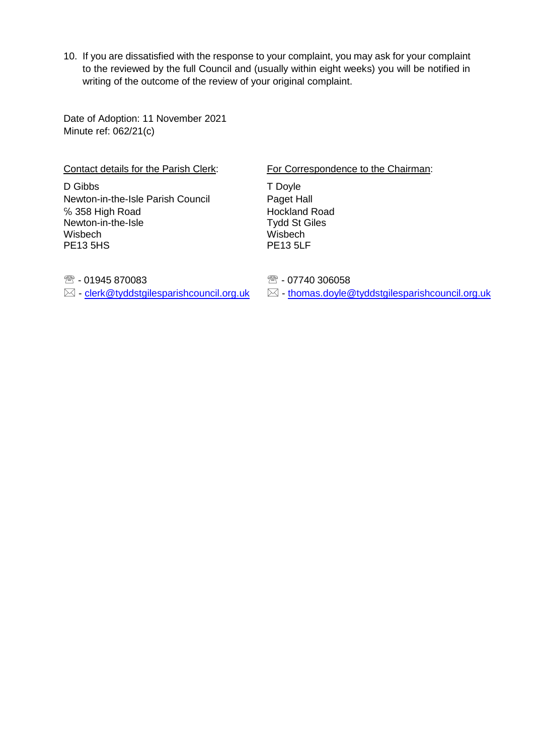10. If you are dissatisfied with the response to your complaint, you may ask for your complaint to the reviewed by the full Council and (usually within eight weeks) you will be notified in writing of the outcome of the review of your original complaint.

Date of Adoption: 11 November 2021
Minute ref: 062/21(c)

Contact details for the Parish Clerk:

D Gibbs
Newton-in-the-Isle Parish Council
℅ 358 High Road
Newton-in-the-Isle
Wisbech
PE13 5HS

☏ - 01945 870083
✉ - clerk@tyddstgilesparishcouncil.org.uk

For Correspondence to the Chairman:

T Doyle
Paget Hall
Hockland Road
Tydd St Giles
Wisbech
PE13 5LF

☏ - 07740 306058
✉ - thomas.doyle@tyddstgilesparishcouncil.org.uk